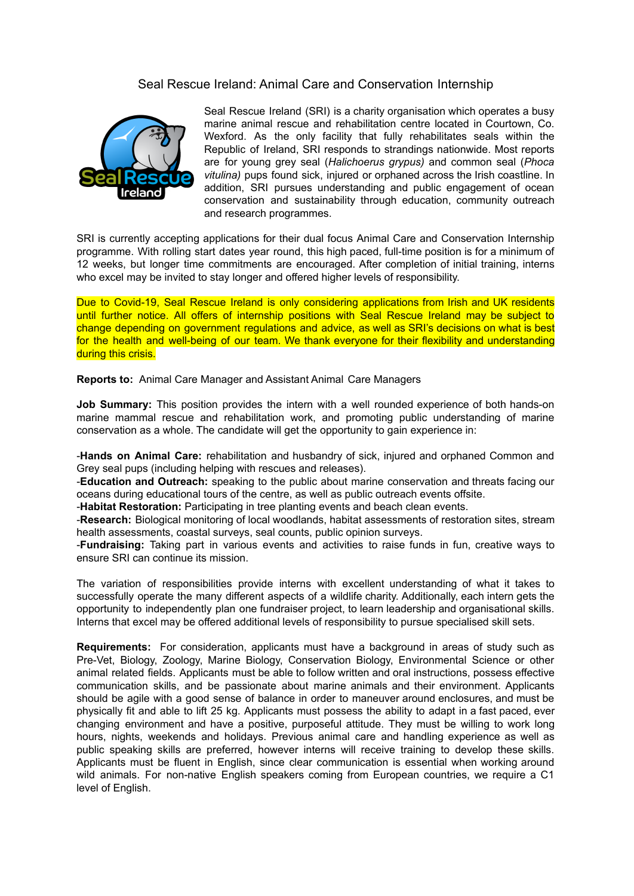# Seal Rescue Ireland: Animal Care and Conservation Internship

Seal Rescue Ireland (SRI) is a charity organisation which operates a busy marine animal rescue and rehabilitation centre located in Courtown, Co. Wexford. As the only facility that fully rehabilitates seals within the Republic of Ireland, SRI responds to strandings nationwide. Most reports are for young grey seal (*Halichoerus grypus)* and common seal (*Phoca vitulina)* pups found sick, injured or orphaned across the Irish coastline. In addition, SRI pursues understanding and public engagement of ocean conservation and sustainability through education, community outreach and research programmes.

SRI is currently accepting applications for their dual focus Animal Care and Conservation Internship programme. With rolling start dates year round, this high paced, full-time position is for a minimum of 12 weeks, but longer time commitments are encouraged. After completion of initial training, interns who excel may be invited to stay longer and offered higher levels of responsibility.

Due to Covid-19, Seal Rescue Ireland is only considering applications from Irish and UK residents until further notice. All offers of internship positions with Seal Rescue Ireland may be subject to change depending on government regulations and advice, as well as SRI's decisions on what is best for the health and well-being of our team. We thank everyone for their flexibility and understanding during this crisis.

**Reports to:** Animal Care Manager and Assistant Animal Care Managers

**Job Summary:** This position provides the intern with a well rounded experience of both hands-on marine mammal rescue and rehabilitation work, and promoting public understanding of marine conservation as a whole. The candidate will get the opportunity to gain experience in:

-**Hands on Animal Care:** rehabilitation and husbandry of sick, injured and orphaned Common and Grey seal pups (including helping with rescues and releases).
-**Education and Outreach:** speaking to the public about marine conservation and threats facing our oceans during educational tours of the centre, as well as public outreach events offsite.
-**Habitat Restoration:** Participating in tree planting events and beach clean events.
-**Research:** Biological monitoring of local woodlands, habitat assessments of restoration sites, stream health assessments, coastal surveys, seal counts, public opinion surveys.
-**Fundraising:** Taking part in various events and activities to raise funds in fun, creative ways to ensure SRI can continue its mission.

The variation of responsibilities provide interns with excellent understanding of what it takes to successfully operate the many different aspects of a wildlife charity. Additionally, each intern gets the opportunity to independently plan one fundraiser project, to learn leadership and organisational skills. Interns that excel may be offered additional levels of responsibility to pursue specialised skill sets.

**Requirements:** For consideration, applicants must have a background in areas of study such as Pre-Vet, Biology, Zoology, Marine Biology, Conservation Biology, Environmental Science or other animal related fields. Applicants must be able to follow written and oral instructions, possess effective communication skills, and be passionate about marine animals and their environment. Applicants should be agile with a good sense of balance in order to maneuver around enclosures, and must be physically fit and able to lift 25 kg. Applicants must possess the ability to adapt in a fast paced, ever changing environment and have a positive, purposeful attitude. They must be willing to work long hours, nights, weekends and holidays. Previous animal care and handling experience as well as public speaking skills are preferred, however interns will receive training to develop these skills. Applicants must be fluent in English, since clear communication is essential when working around wild animals. For non-native English speakers coming from European countries, we require a C1 level of English.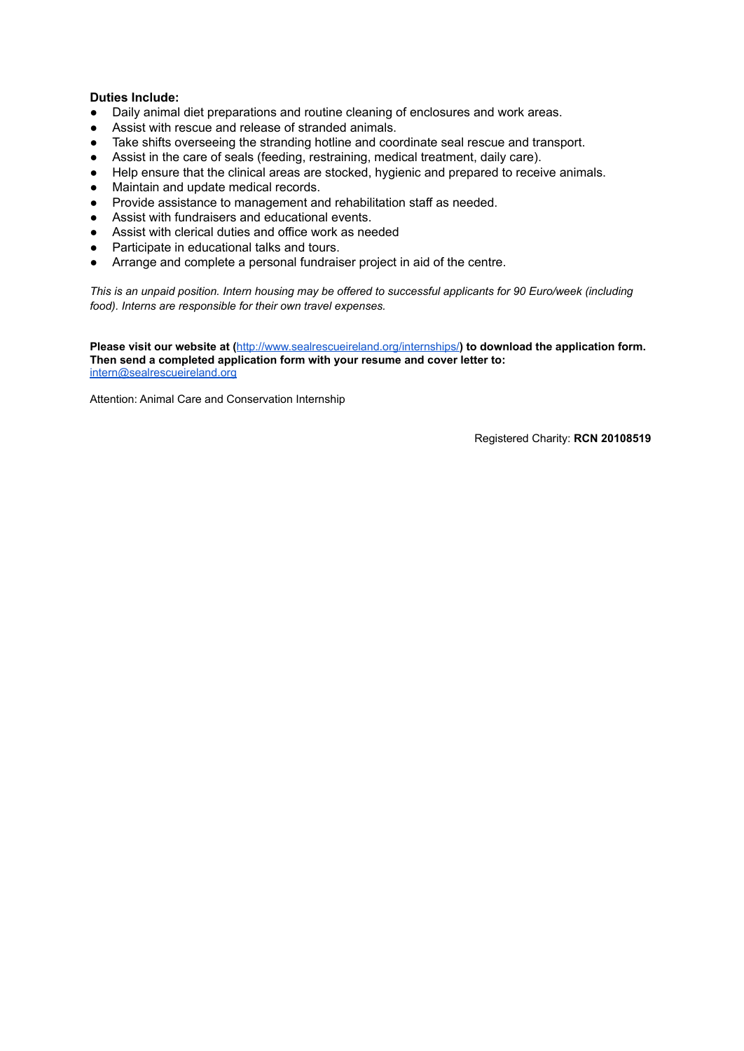**Duties Include:**

- Daily animal diet preparations and routine cleaning of enclosures and work areas.
- Assist with rescue and release of stranded animals.
- Take shifts overseeing the stranding hotline and coordinate seal rescue and transport.
- Assist in the care of seals (feeding, restraining, medical treatment, daily care).
- Help ensure that the clinical areas are stocked, hygienic and prepared to receive animals.
- Maintain and update medical records.
- Provide assistance to management and rehabilitation staff as needed.
- Assist with fundraisers and educational events.
- Assist with clerical duties and office work as needed
- Participate in educational talks and tours.
- Arrange and complete a personal fundraiser project in aid of the centre.

*This is an unpaid position. Intern housing may be offered to successful applicants for 90 Euro/week (including food). Interns are responsible for their own travel expenses.*

**Please visit our website at (**[http://www.sealrescueireland.org/internships/](http://www.sealrescueireland.org/internships/)**) to download the application form. Then send a completed application form with your resume and cover letter to:**
[intern@sealrescueireland.org](mailto:intern@sealrescueireland.org)

Attention: Animal Care and Conservation Internship

Registered Charity: **RCN 20108519**